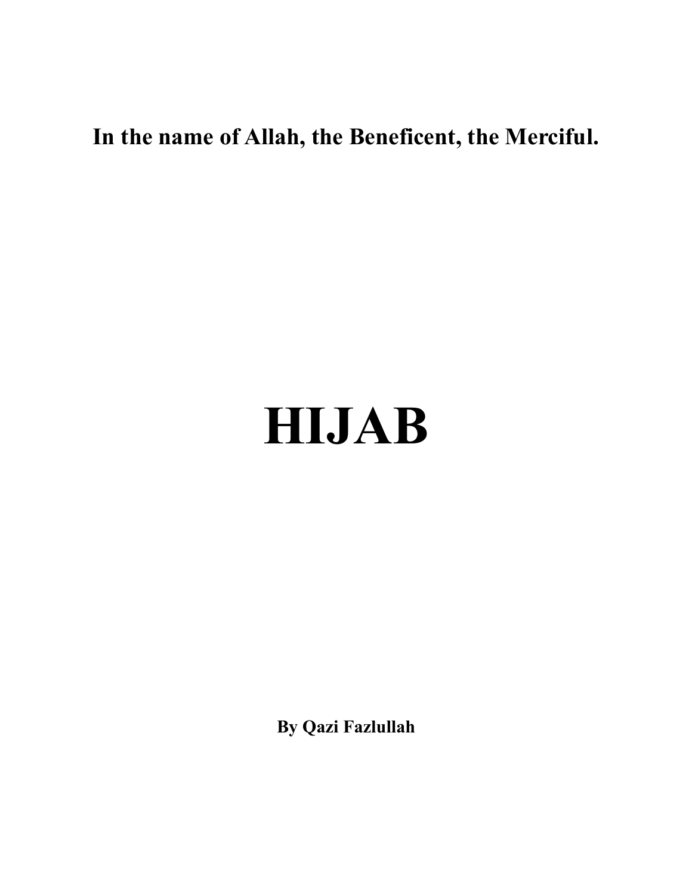**In the name of Allah, the Beneficent, the Merciful.**

# HIJAB

**By Qazi Fazlullah**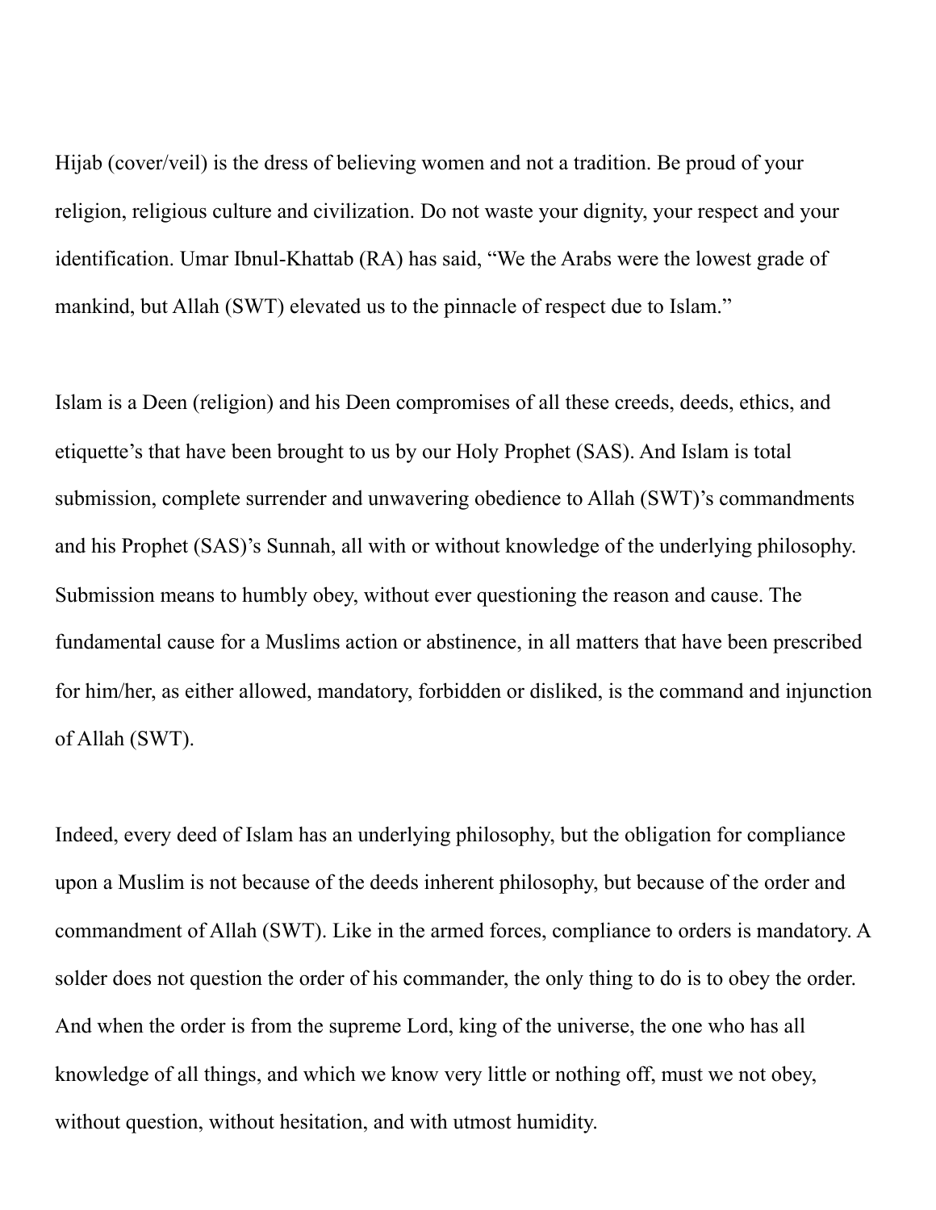Hijab (cover/veil) is the dress of believing women and not a tradition. Be proud of your religion, religious culture and civilization. Do not waste your dignity, your respect and your identification. Umar Ibnul-Khattab (RA) has said, “We the Arabs were the lowest grade of mankind, but Allah (SWT) elevated us to the pinnacle of respect due to Islam.”

Islam is a Deen (religion) and his Deen compromises of all these creeds, deeds, ethics, and etiquette’s that have been brought to us by our Holy Prophet (SAS). And Islam is total submission, complete surrender and unwavering obedience to Allah (SWT)’s commandments and his Prophet (SAS)’s Sunnah, all with or without knowledge of the underlying philosophy. Submission means to humbly obey, without ever questioning the reason and cause. The fundamental cause for a Muslims action or abstinence, in all matters that have been prescribed for him/her, as either allowed, mandatory, forbidden or disliked, is the command and injunction of Allah (SWT).

Indeed, every deed of Islam has an underlying philosophy, but the obligation for compliance upon a Muslim is not because of the deeds inherent philosophy, but because of the order and commandment of Allah (SWT). Like in the armed forces, compliance to orders is mandatory. A solder does not question the order of his commander, the only thing to do is to obey the order. And when the order is from the supreme Lord, king of the universe, the one who has all knowledge of all things, and which we know very little or nothing off, must we not obey, without question, without hesitation, and with utmost humidity.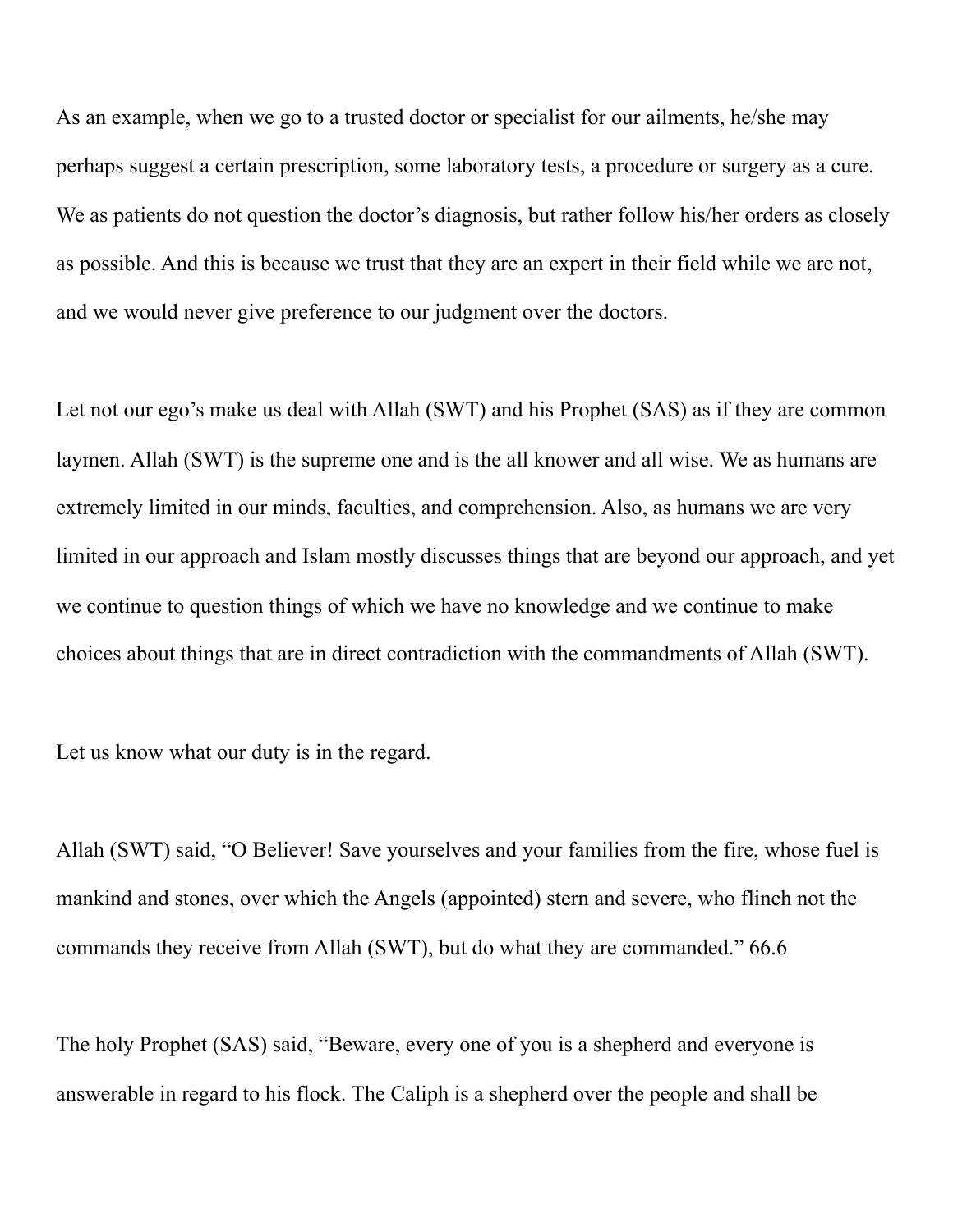As an example, when we go to a trusted doctor or specialist for our ailments, he/she may perhaps suggest a certain prescription, some laboratory tests, a procedure or surgery as a cure. We as patients do not question the doctor's diagnosis, but rather follow his/her orders as closely as possible. And this is because we trust that they are an expert in their field while we are not, and we would never give preference to our judgment over the doctors.

Let not our ego's make us deal with Allah (SWT) and his Prophet (SAS) as if they are common laymen. Allah (SWT) is the supreme one and is the all knower and all wise. We as humans are extremely limited in our minds, faculties, and comprehension. Also, as humans we are very limited in our approach and Islam mostly discusses things that are beyond our approach, and yet we continue to question things of which we have no knowledge and we continue to make choices about things that are in direct contradiction with the commandments of Allah (SWT).

Let us know what our duty is in the regard.

Allah (SWT) said, "O Believer! Save yourselves and your families from the fire, whose fuel is mankind and stones, over which the Angels (appointed) stern and severe, who flinch not the commands they receive from Allah (SWT), but do what they are commanded." 66.6

The holy Prophet (SAS) said, "Beware, every one of you is a shepherd and everyone is answerable in regard to his flock. The Caliph is a shepherd over the people and shall be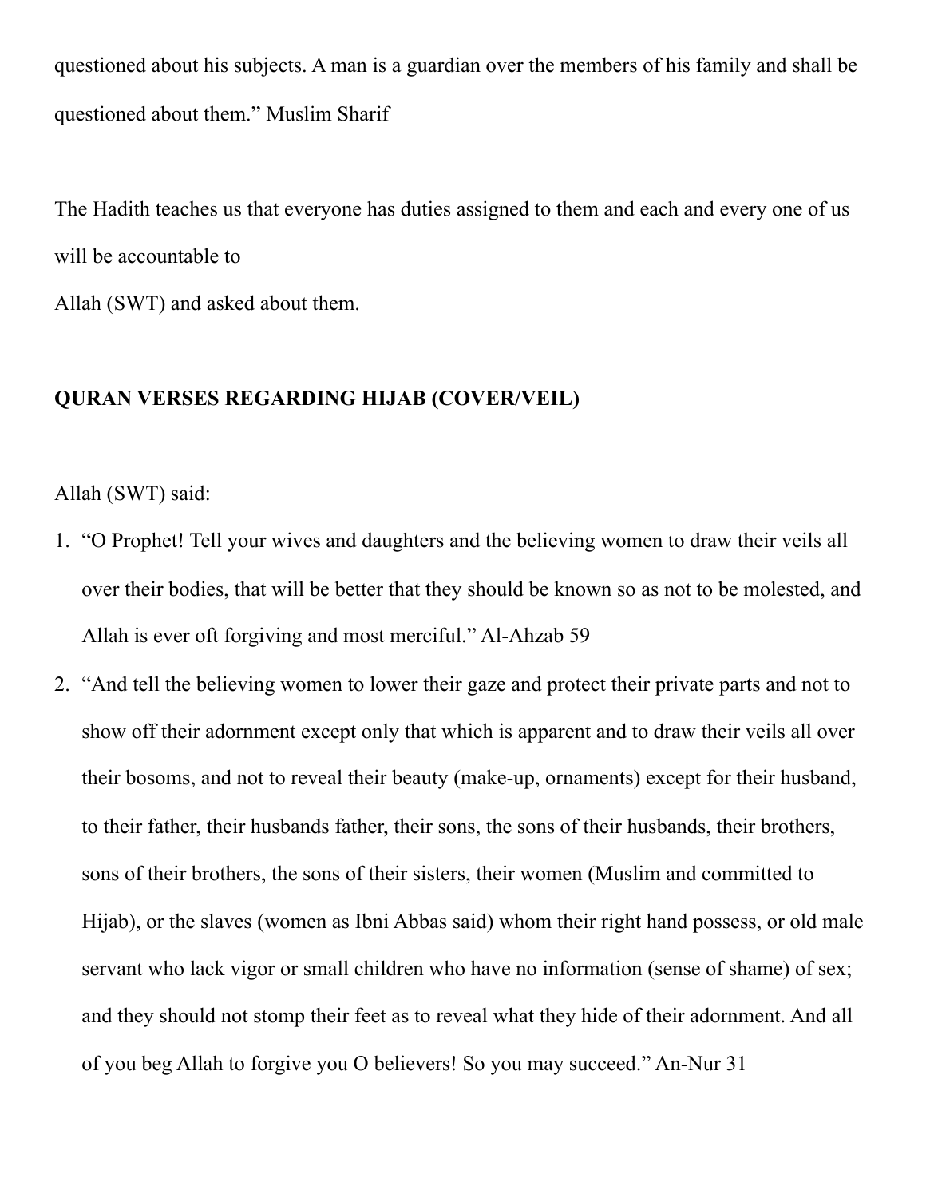questioned about his subjects. A man is a guardian over the members of his family and shall be questioned about them." Muslim Sharif

The Hadith teaches us that everyone has duties assigned to them and each and every one of us will be accountable to
Allah (SWT) and asked about them.

**QURAN VERSES REGARDING HIJAB (COVER/VEIL)**

Allah (SWT) said:

1. "O Prophet! Tell your wives and daughters and the believing women to draw their veils all over their bodies, that will be better that they should be known so as not to be molested, and Allah is ever oft forgiving and most merciful." Al-Ahzab 59
2. "And tell the believing women to lower their gaze and protect their private parts and not to show off their adornment except only that which is apparent and to draw their veils all over their bosoms, and not to reveal their beauty (make-up, ornaments) except for their husband, to their father, their husbands father, their sons, the sons of their husbands, their brothers, sons of their brothers, the sons of their sisters, their women (Muslim and committed to Hijab), or the slaves (women as Ibni Abbas said) whom their right hand possess, or old male servant who lack vigor or small children who have no information (sense of shame) of sex; and they should not stomp their feet as to reveal what they hide of their adornment. And all of you beg Allah to forgive you O believers! So you may succeed." An-Nur 31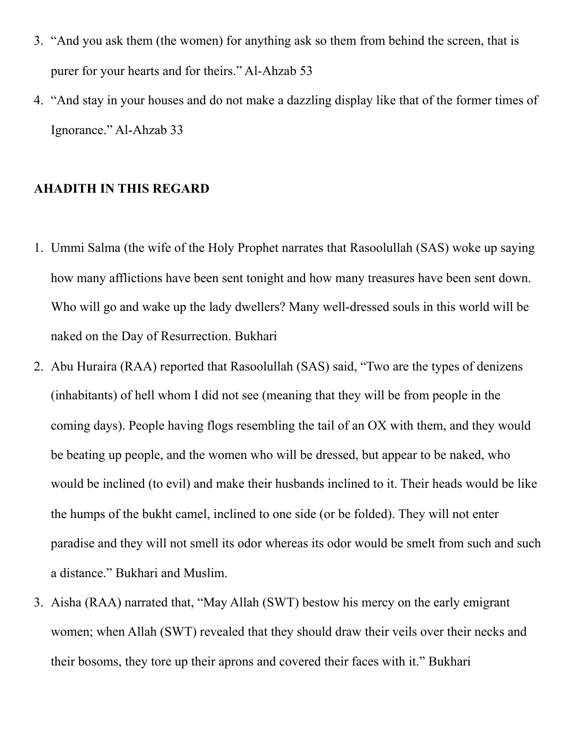3. "And you ask them (the women) for anything ask so them from behind the screen, that is purer for your hearts and for theirs." Al-Ahzab 53
4. "And stay in your houses and do not make a dazzling display like that of the former times of Ignorance." Al-Ahzab 33

**AHADITH IN THIS REGARD**

1. Ummi Salma (the wife of the Holy Prophet narrates that Rasoolullah (SAS) woke up saying how many afflictions have been sent tonight and how many treasures have been sent down. Who will go and wake up the lady dwellers? Many well-dressed souls in this world will be naked on the Day of Resurrection. Bukhari
2. Abu Huraira (RAA) reported that Rasoolullah (SAS) said, "Two are the types of denizens (inhabitants) of hell whom I did not see (meaning that they will be from people in the coming days). People having flogs resembling the tail of an OX with them, and they would be beating up people, and the women who will be dressed, but appear to be naked, who would be inclined (to evil) and make their husbands inclined to it. Their heads would be like the humps of the bukht camel, inclined to one side (or be folded). They will not enter paradise and they will not smell its odor whereas its odor would be smelt from such and such a distance." Bukhari and Muslim.
3. Aisha (RAA) narrated that, "May Allah (SWT) bestow his mercy on the early emigrant women; when Allah (SWT) revealed that they should draw their veils over their necks and their bosoms, they tore up their aprons and covered their faces with it." Bukhari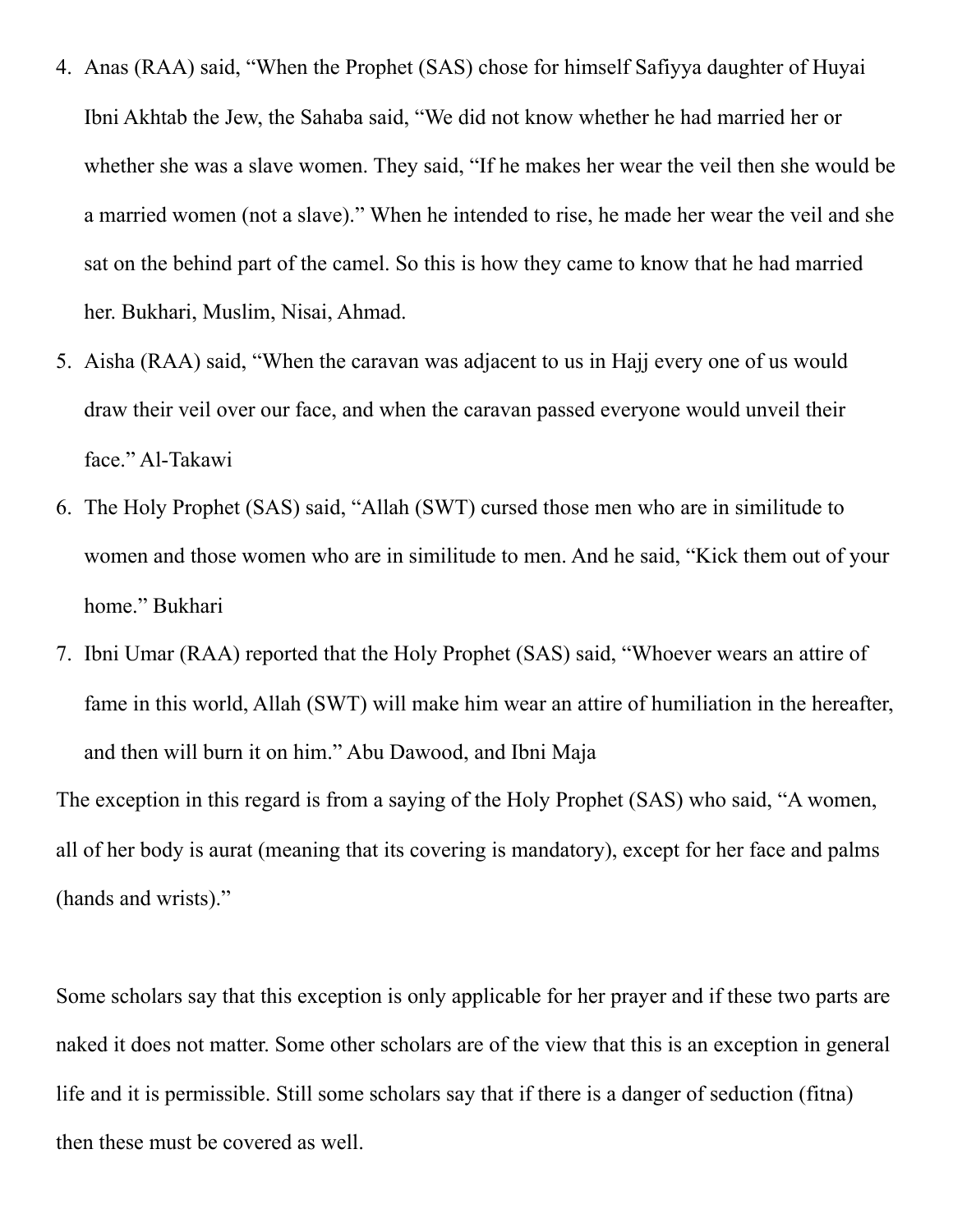4. Anas (RAA) said, "When the Prophet (SAS) chose for himself Safiyya daughter of Huyai Ibni Akhtab the Jew, the Sahaba said, "We did not know whether he had married her or whether she was a slave women. They said, "If he makes her wear the veil then she would be a married women (not a slave)." When he intended to rise, he made her wear the veil and she sat on the behind part of the camel. So this is how they came to know that he had married her. Bukhari, Muslim, Nisai, Ahmad.
5. Aisha (RAA) said, "When the caravan was adjacent to us in Hajj every one of us would draw their veil over our face, and when the caravan passed everyone would unveil their face." Al-Takawi
6. The Holy Prophet (SAS) said, "Allah (SWT) cursed those men who are in similitude to women and those women who are in similitude to men. And he said, "Kick them out of your home." Bukhari
7. Ibni Umar (RAA) reported that the Holy Prophet (SAS) said, "Whoever wears an attire of fame in this world, Allah (SWT) will make him wear an attire of humiliation in the hereafter, and then will burn it on him." Abu Dawood, and Ibni Maja

The exception in this regard is from a saying of the Holy Prophet (SAS) who said, "A women, all of her body is aurat (meaning that its covering is mandatory), except for her face and palms (hands and wrists)."

Some scholars say that this exception is only applicable for her prayer and if these two parts are naked it does not matter. Some other scholars are of the view that this is an exception in general life and it is permissible. Still some scholars say that if there is a danger of seduction (fitna) then these must be covered as well.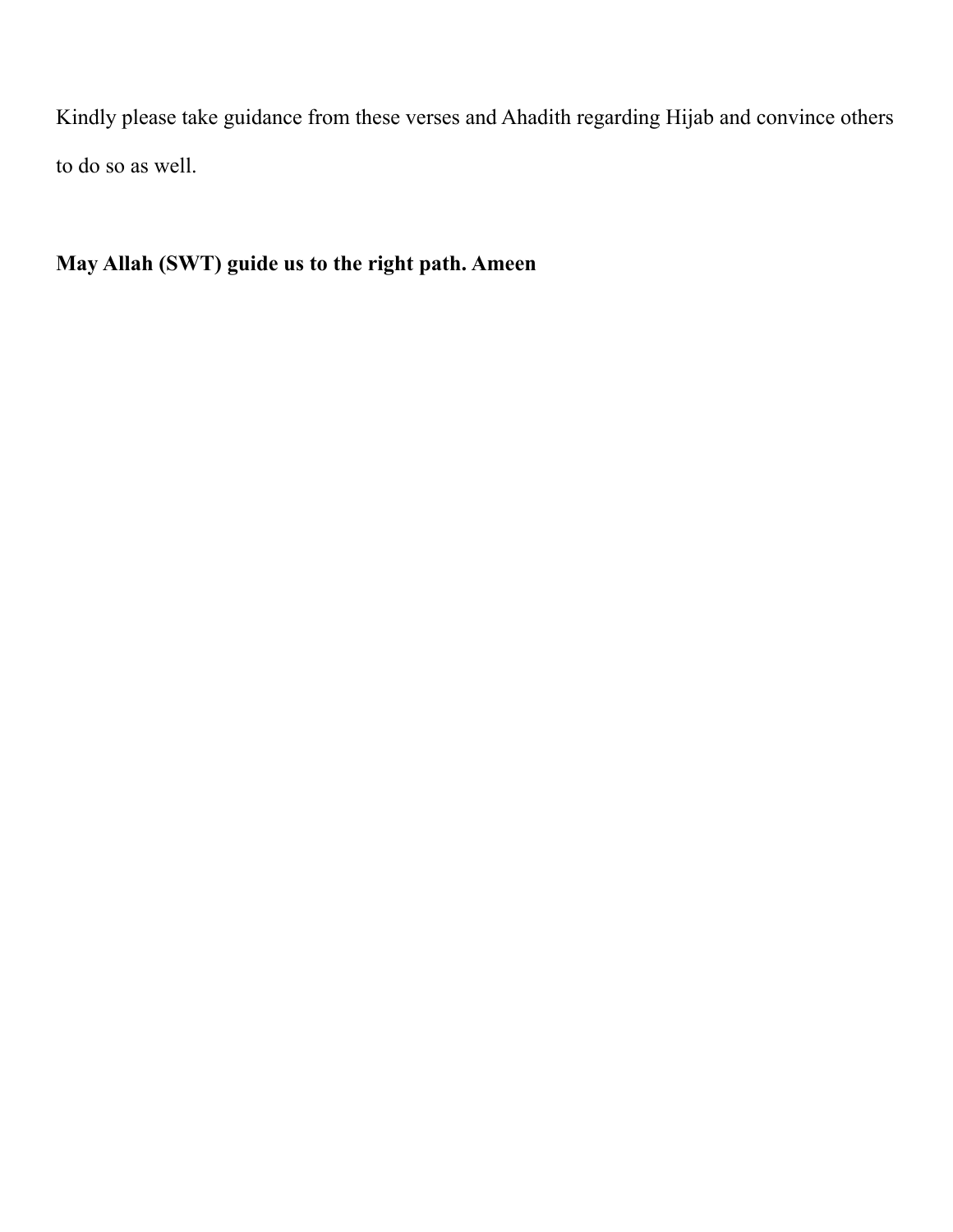Kindly please take guidance from these verses and Ahadith regarding Hijab and convince others to do so as well.

**May Allah (SWT) guide us to the right path. Ameen**